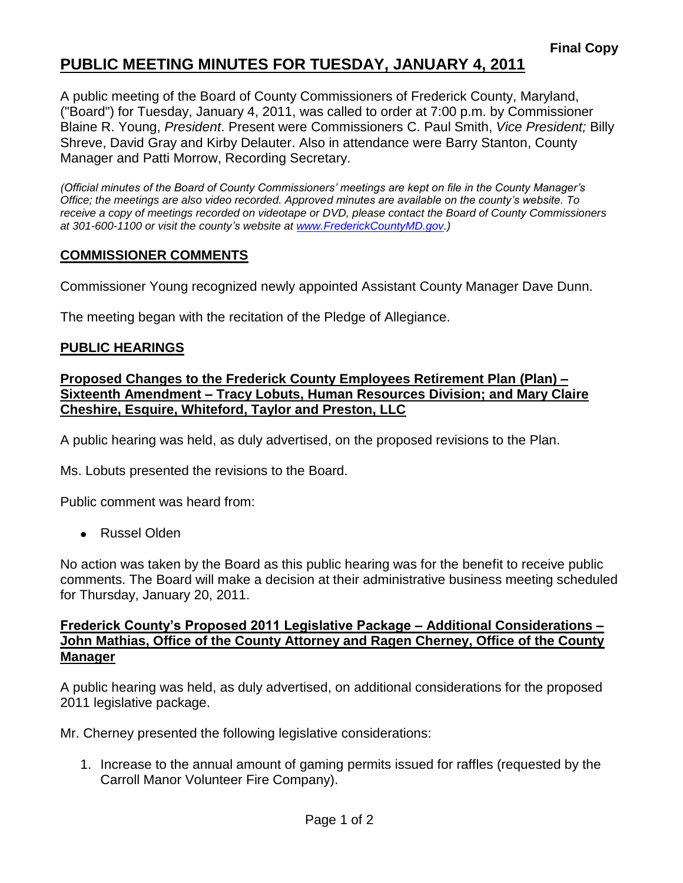**Final Copy**

# PUBLIC MEETING MINUTES FOR TUESDAY, JANUARY 4, 2011

A public meeting of the Board of County Commissioners of Frederick County, Maryland, ("Board") for Tuesday, January 4, 2011, was called to order at 7:00 p.m. by Commissioner Blaine R. Young, *President*. Present were Commissioners C. Paul Smith, *Vice President;* Billy Shreve, David Gray and Kirby Delauter. Also in attendance were Barry Stanton, County Manager and Patti Morrow, Recording Secretary.

*(Official minutes of the Board of County Commissioners' meetings are kept on file in the County Manager's Office; the meetings are also video recorded. Approved minutes are available on the county's website. To receive a copy of meetings recorded on videotape or DVD, please contact the Board of County Commissioners at 301-600-1100 or visit the county's website at www.FrederickCountyMD.gov.)*

## COMMISSIONER COMMENTS

Commissioner Young recognized newly appointed Assistant County Manager Dave Dunn.

The meeting began with the recitation of the Pledge of Allegiance.

## PUBLIC HEARINGS

### Proposed Changes to the Frederick County Employees Retirement Plan (Plan) – Sixteenth Amendment – Tracy Lobuts, Human Resources Division; and Mary Claire Cheshire, Esquire, Whiteford, Taylor and Preston, LLC

A public hearing was held, as duly advertised, on the proposed revisions to the Plan.

Ms. Lobuts presented the revisions to the Board.

Public comment was heard from:

- Russel Olden

No action was taken by the Board as this public hearing was for the benefit to receive public comments. The Board will make a decision at their administrative business meeting scheduled for Thursday, January 20, 2011.

### Frederick County's Proposed 2011 Legislative Package – Additional Considerations – John Mathias, Office of the County Attorney and Ragen Cherney, Office of the County Manager

A public hearing was held, as duly advertised, on additional considerations for the proposed 2011 legislative package.

Mr. Cherney presented the following legislative considerations:

1. Increase to the annual amount of gaming permits issued for raffles (requested by the Carroll Manor Volunteer Fire Company).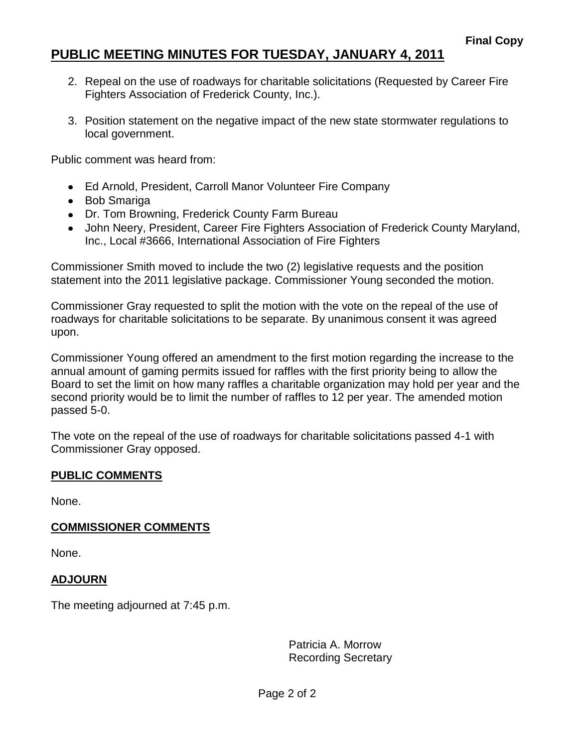2. Repeal on the use of roadways for charitable solicitations (Requested by Career Fire Fighters Association of Frederick County, Inc.).

3. Position statement on the negative impact of the new state stormwater regulations to local government.

Public comment was heard from:

- Ed Arnold, President, Carroll Manor Volunteer Fire Company
- Bob Smariga
- Dr. Tom Browning, Frederick County Farm Bureau
- John Neery, President, Career Fire Fighters Association of Frederick County Maryland, Inc., Local #3666, International Association of Fire Fighters

Commissioner Smith moved to include the two (2) legislative requests and the position statement into the 2011 legislative package. Commissioner Young seconded the motion.

Commissioner Gray requested to split the motion with the vote on the repeal of the use of roadways for charitable solicitations to be separate. By unanimous consent it was agreed upon.

Commissioner Young offered an amendment to the first motion regarding the increase to the annual amount of gaming permits issued for raffles with the first priority being to allow the Board to set the limit on how many raffles a charitable organization may hold per year and the second priority would be to limit the number of raffles to 12 per year. The amended motion passed 5-0.

The vote on the repeal of the use of roadways for charitable solicitations passed 4-1 with Commissioner Gray opposed.

## PUBLIC COMMENTS

None.

## COMMISSIONER COMMENTS

None.

## ADJOURN

The meeting adjourned at 7:45 p.m.

Patricia A. Morrow
Recording Secretary